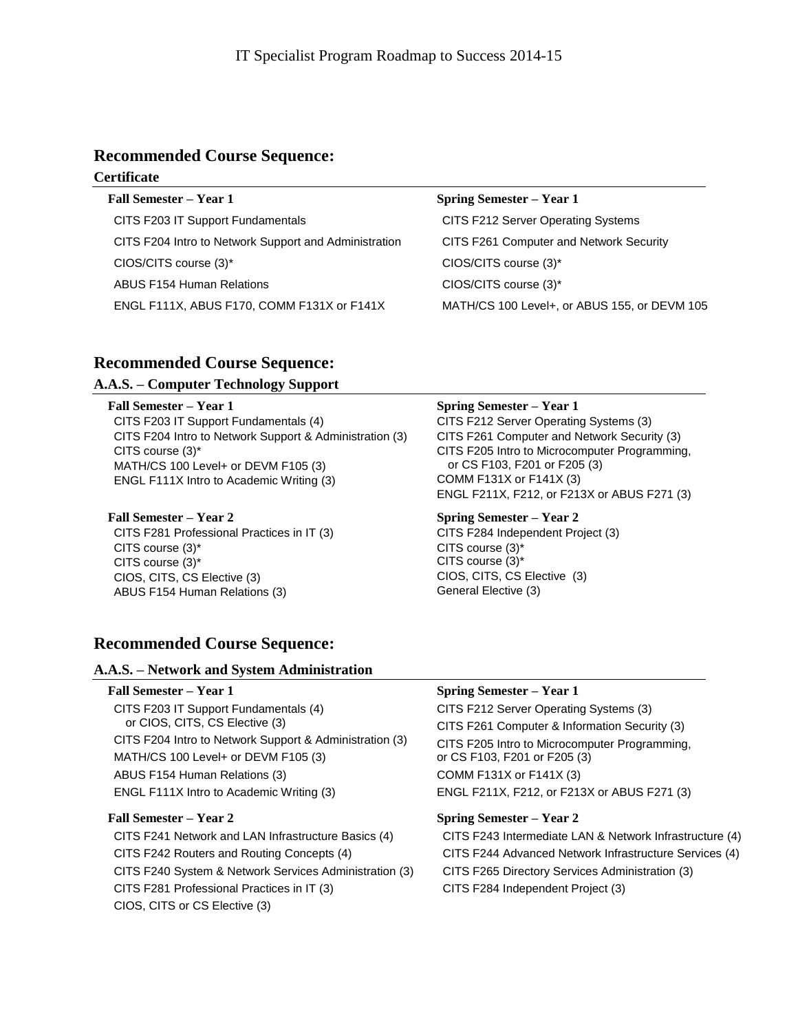# IT Specialist Program Roadmap to Success 2014-15

## Recommended Course Sequence:

### Certificate

| Fall Semester – Year 1 | Spring Semester – Year 1 |
| --- | --- |
| CITS F203 IT Support Fundamentals | CITS F212 Server Operating Systems |
| CITS F204 Intro to Network Support and Administration | CITS F261 Computer and Network Security |
| CIOS/CITS course (3)* | CIOS/CITS course (3)* |
| ABUS F154 Human Relations | CIOS/CITS course (3)* |
| ENGL F111X, ABUS F170, COMM F131X or F141X | MATH/CS 100 Level+, or ABUS 155, or DEVM 105 |

## Recommended Course Sequence:

### A.A.S. – Computer Technology Support

| Fall Semester – Year 1 | Spring Semester – Year 1 |
| --- | --- |
| CITS F203 IT Support Fundamentals (4) | CITS F212 Server Operating Systems (3) |
| CITS F204 Intro to Network Support & Administration (3) | CITS F261 Computer and Network Security (3) |
| CITS course (3)* | CITS F205 Intro to Microcomputer Programming, or CS F103, F201 or F205 (3) |
| MATH/CS 100 Level+ or DEVM F105 (3) | COMM F131X or F141X (3) |
| ENGL F111X Intro to Academic Writing (3) | ENGL F211X, F212, or F213X or ABUS F271 (3) |

| Fall Semester – Year 2 | Spring Semester – Year 2 |
| --- | --- |
| CITS F281 Professional Practices in IT (3) | CITS F284 Independent Project (3) |
| CITS course (3)* | CITS course (3)* |
| CITS course (3)* | CITS course (3)* |
| CIOS, CITS, CS Elective (3) | CIOS, CITS, CS Elective (3) |
| ABUS F154 Human Relations (3) | General Elective (3) |

## Recommended Course Sequence:

### A.A.S. – Network and System Administration

| Fall Semester – Year 1 | Spring Semester – Year 1 |
| --- | --- |
| CITS F203 IT Support Fundamentals (4) or CIOS, CITS, CS Elective (3) | CITS F212 Server Operating Systems (3) |
| CITS F204 Intro to Network Support & Administration (3) | CITS F261 Computer & Information Security (3) |
| MATH/CS 100 Level+ or DEVM F105 (3) | CITS F205 Intro to Microcomputer Programming, or CS F103, F201 or F205 (3) |
| ABUS F154 Human Relations (3) | COMM F131X or F141X (3) |
| ENGL F111X Intro to Academic Writing (3) | ENGL F211X, F212, or F213X or ABUS F271 (3) |

| Fall Semester – Year 2 | Spring Semester – Year 2 |
| --- | --- |
| CITS F241 Network and LAN Infrastructure Basics (4) | CITS F243 Intermediate LAN & Network Infrastructure (4) |
| CITS F242 Routers and Routing Concepts (4) | CITS F244 Advanced Network Infrastructure Services (4) |
| CITS F240 System & Network Services Administration (3) | CITS F265 Directory Services Administration (3) |
| CITS F281 Professional Practices in IT (3) | CITS F284 Independent Project (3) |
| CIOS, CITS or CS Elective (3) | |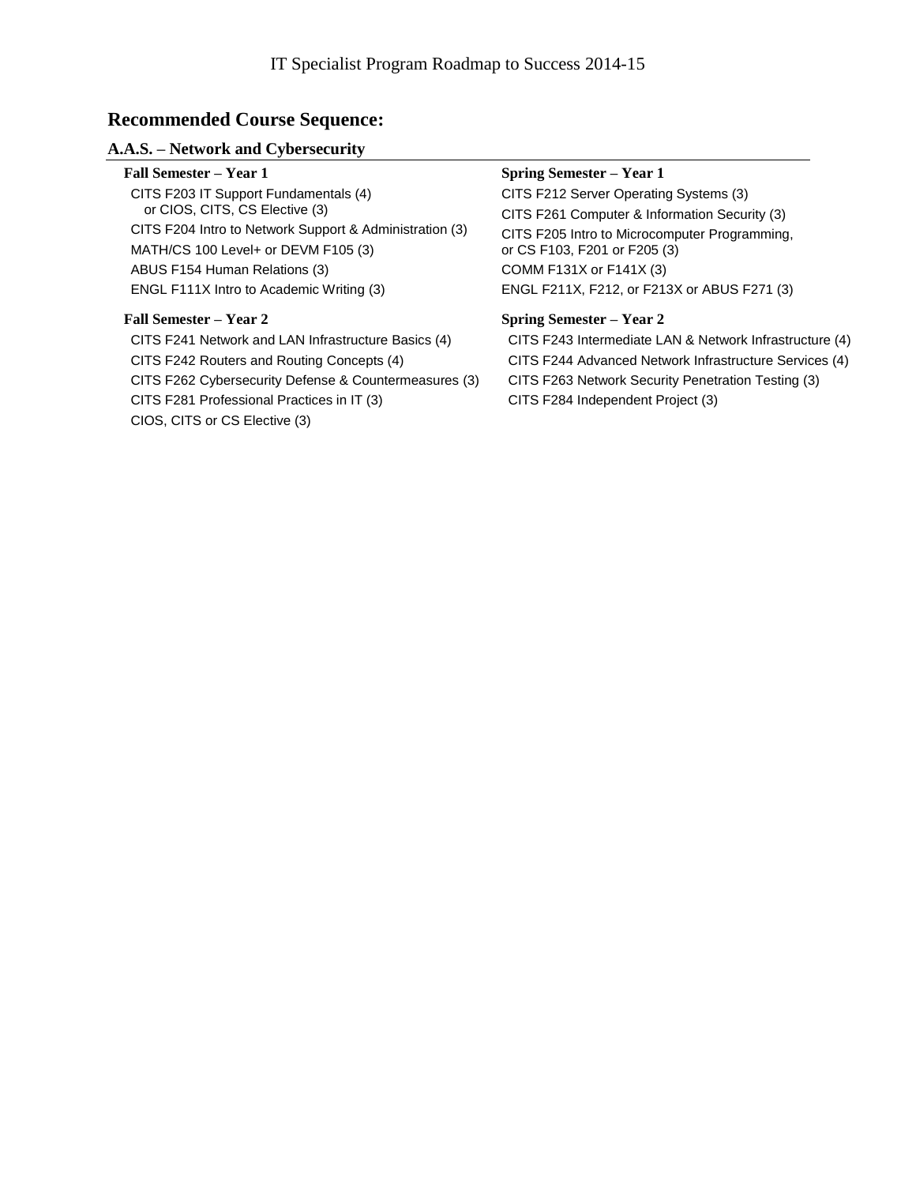## Recommended Course Sequence:

### A.A.S. – Network and Cybersecurity

**Fall Semester – Year 1**

CITS F203 IT Support Fundamentals (4)
 or CIOS, CITS, CS Elective (3)
CITS F204 Intro to Network Support & Administration (3)
MATH/CS 100 Level+ or DEVM F105 (3)
ABUS F154 Human Relations (3)
ENGL F111X Intro to Academic Writing (3)

**Spring Semester – Year 1**

CITS F212 Server Operating Systems (3)
CITS F261 Computer & Information Security (3)
CITS F205 Intro to Microcomputer Programming,
or CS F103, F201 or F205 (3)
COMM F131X or F141X (3)
ENGL F211X, F212, or F213X or ABUS F271 (3)

**Fall Semester – Year 2**

CITS F241 Network and LAN Infrastructure Basics (4)
CITS F242 Routers and Routing Concepts (4)
CITS F262 Cybersecurity Defense & Countermeasures (3)
CITS F281 Professional Practices in IT (3)
CIOS, CITS or CS Elective (3)

**Spring Semester – Year 2**

CITS F243 Intermediate LAN & Network Infrastructure (4)
CITS F244 Advanced Network Infrastructure Services (4)
CITS F263 Network Security Penetration Testing (3)
CITS F284 Independent Project (3)